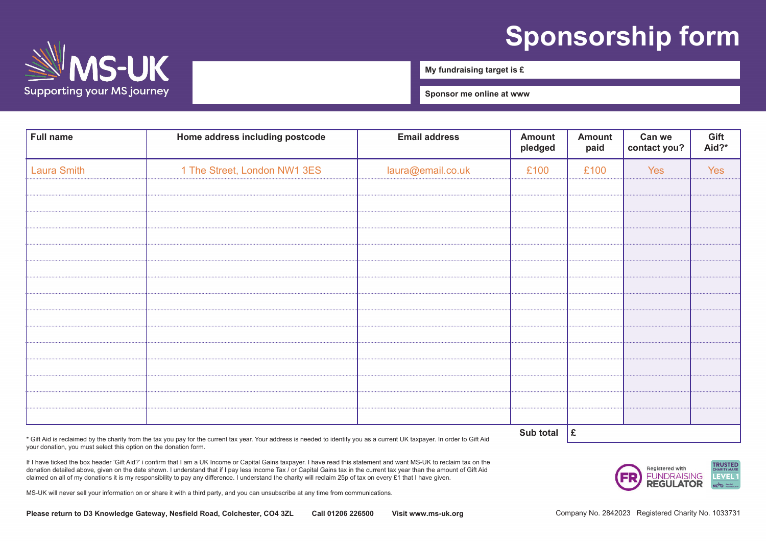MS-UK
Supporting your MS journey

# Sponsorship form

**My fundraising target is £**

**Sponsor me online at www**

| Full name | Home address including postcode | Email address | Amount pledged | Amount paid | Can we contact you? | Gift Aid?* |
|---|---|---|---|---|---|---|
| Laura Smith | 1 The Street, London NW1 3ES | laura@email.co.uk | £100 | £100 | Yes | Yes |
| | | | | | | |
| | | | | | | |
| | | | | | | |
| | | | | | | |
| | | | | | | |
| | | | | | | |
| | | | | | | |
| | | | | | | |
| | | | | | | |
| | | | | | | |
| | | | | | | |
| | | | | | | |
| | | | | | | |
| | | | | | | |
| | | | | | | |
| | | | **Sub total** | £ | | |

* Gift Aid is reclaimed by the charity from the tax you pay for the current tax year. Your address is needed to identify you as a current UK taxpayer. In order to Gift Aid your donation, you must select this option on the donation form.

If I have ticked the box header 'Gift Aid?' i confirm that I am a UK Income or Capital Gains taxpayer. I have read this statement and want MS-UK to reclaim tax on the donation detailed above, given on the date shown. I understand that if I pay less Income Tax / or Capital Gains tax in the current tax year than the amount of Gift Aid claimed on all of my donations it is my responsibility to pay any difference. I understand the charity will reclaim 25p of tax on every £1 that I have given.

MS-UK will never sell your information on or share it with a third party, and you can unsubscribe at any time from communications.

Registered with FUNDRAISING REGULATOR

TRUSTED CHARITY MARK LEVEL 1

**Please return to D3 Knowledge Gateway, Nesfield Road, Colchester, CO4 3ZL** **Call 01206 226500** **Visit www.ms-uk.org**

Company No. 2842023 Registered Charity No. 1033731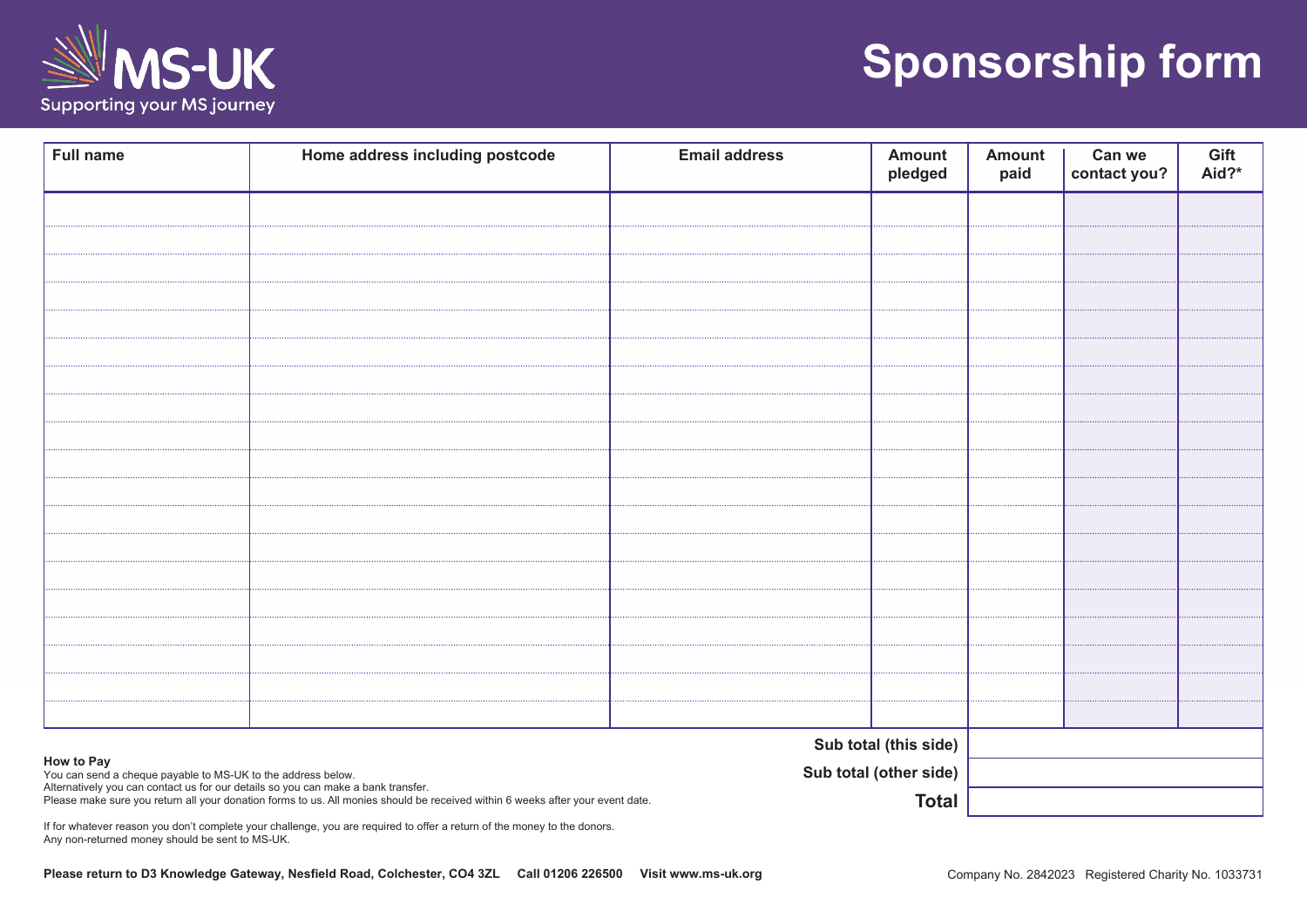MS-UK

Supporting your MS journey

# Sponsorship form

| Full name | Home address including postcode | Email address | Amount pledged | Amount paid | Can we contact you? | Gift Aid?* |
|---|---|---|---|---|---|---|
| | | | | | | |
| | | | | | | |
| | | | | | | |
| | | | | | | |
| | | | | | | |
| | | | | | | |
| | | | | | | |
| | | | | | | |
| | | | | | | |
| | | | | | | |
| | | | | | | |
| | | | | | | |
| | | | | | | |
| | | | | | | |
| | | | | | | |
| | | | | | | |
| | | | | | | |
| | | | | | | |
| | | | | | | |

| | |
|---|---|
| Sub total (this side) | |
| Sub total (other side) | |
| **Total** | |

**How to Pay**

You can send a cheque payable to MS-UK to the address below.
Alternatively you can contact us for our details so you can make a bank transfer.
Please make sure you return all your donation forms to us. All monies should be received within 6 weeks after your event date.

If for whatever reason you don't complete your challenge, you are required to offer a return of the money to the donors.
Any non-returned money should be sent to MS-UK.

**Please return to D3 Knowledge Gateway, Nesfield Road, Colchester, CO4 3ZL** **Call 01206 226500** **Visit www.ms-uk.org**

Company No. 2842023 Registered Charity No. 1033731